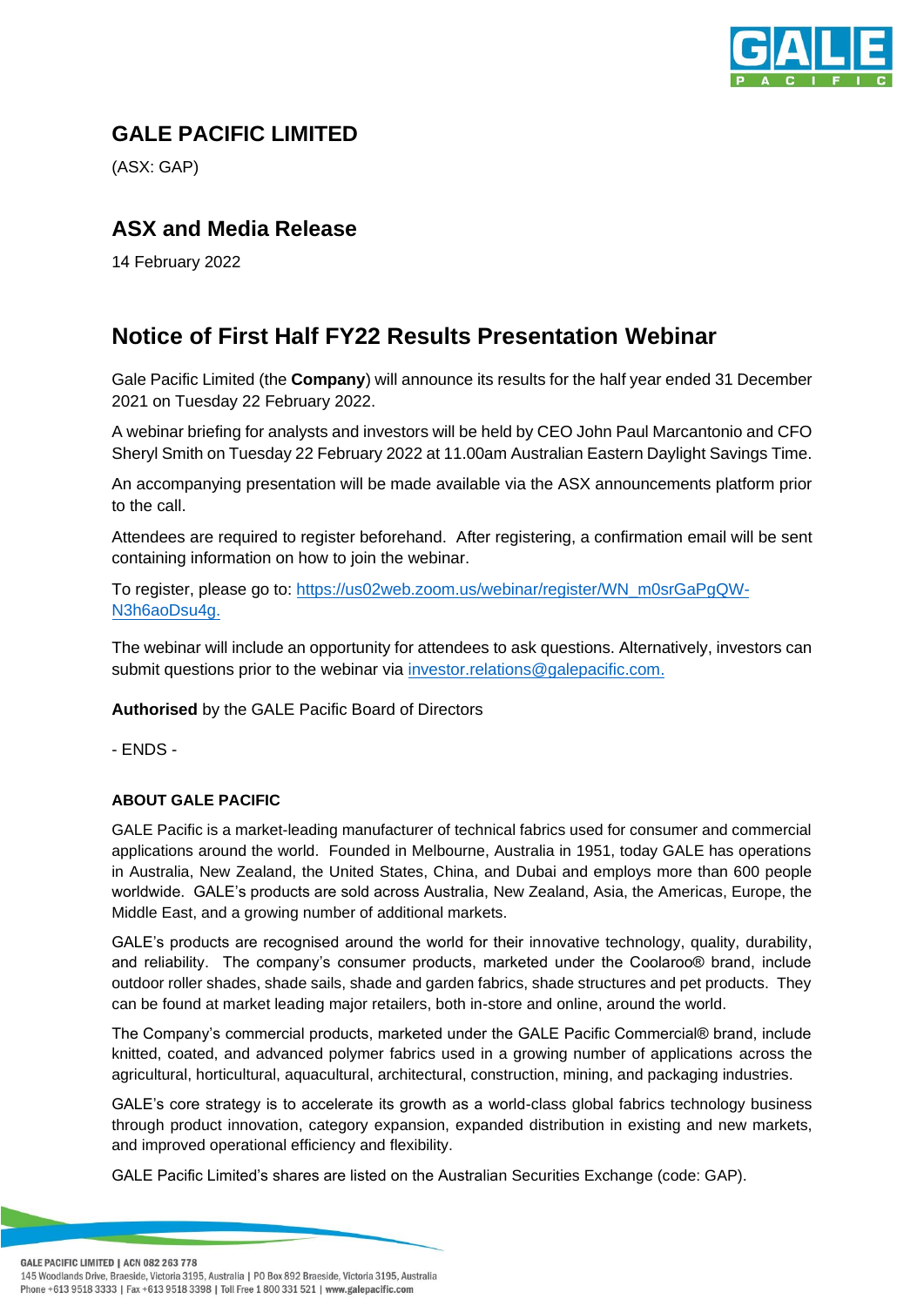# GALE PACIFIC LIMITED

(ASX: GAP)

## ASX and Media Release

14 February 2022

## Notice of First Half FY22 Results Presentation Webinar

Gale Pacific Limited (the **Company**) will announce its results for the half year ended 31 December 2021 on Tuesday 22 February 2022.

A webinar briefing for analysts and investors will be held by CEO John Paul Marcantonio and CFO Sheryl Smith on Tuesday 22 February 2022 at 11.00am Australian Eastern Daylight Savings Time.

An accompanying presentation will be made available via the ASX announcements platform prior to the call.

Attendees are required to register beforehand. After registering, a confirmation email will be sent containing information on how to join the webinar.

To register, please go to: [https://us02web.zoom.us/webinar/register/WN_m0srGaPgQW-N3h6aoDsu4g.](https://us02web.zoom.us/webinar/register/WN_m0srGaPgQW-N3h6aoDsu4g)

The webinar will include an opportunity for attendees to ask questions. Alternatively, investors can submit questions prior to the webinar via [investor.relations@galepacific.com.](mailto:investor.relations@galepacific.com)

**Authorised** by the GALE Pacific Board of Directors

- ENDS -

### ABOUT GALE PACIFIC

GALE Pacific is a market-leading manufacturer of technical fabrics used for consumer and commercial applications around the world. Founded in Melbourne, Australia in 1951, today GALE has operations in Australia, New Zealand, the United States, China, and Dubai and employs more than 600 people worldwide. GALE's products are sold across Australia, New Zealand, Asia, the Americas, Europe, the Middle East, and a growing number of additional markets.

GALE's products are recognised around the world for their innovative technology, quality, durability, and reliability. The company's consumer products, marketed under the Coolaroo® brand, include outdoor roller shades, shade sails, shade and garden fabrics, shade structures and pet products. They can be found at market leading major retailers, both in-store and online, around the world.

The Company's commercial products, marketed under the GALE Pacific Commercial® brand, include knitted, coated, and advanced polymer fabrics used in a growing number of applications across the agricultural, horticultural, aquacultural, architectural, construction, mining, and packaging industries.

GALE's core strategy is to accelerate its growth as a world-class global fabrics technology business through product innovation, category expansion, expanded distribution in existing and new markets, and improved operational efficiency and flexibility.

GALE Pacific Limited's shares are listed on the Australian Securities Exchange (code: GAP).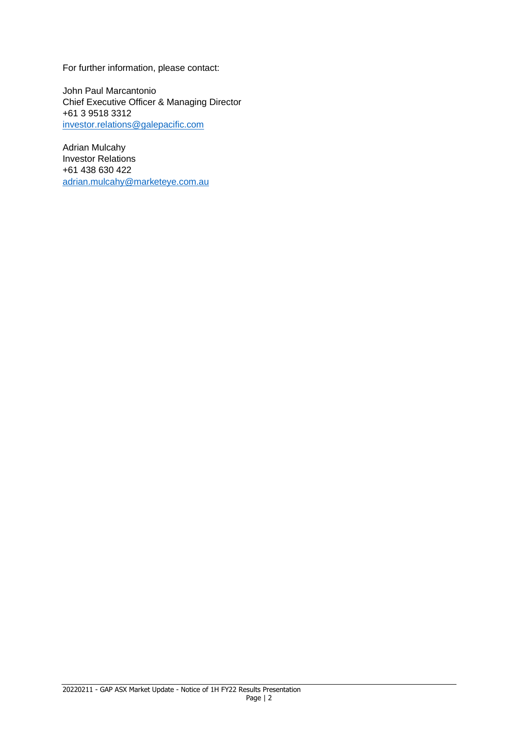For further information, please contact:

John Paul Marcantonio
Chief Executive Officer & Managing Director
+61 3 9518 3312
investor.relations@galepacific.com

Adrian Mulcahy
Investor Relations
+61 438 630 422
adrian.mulcahy@marketeye.com.au